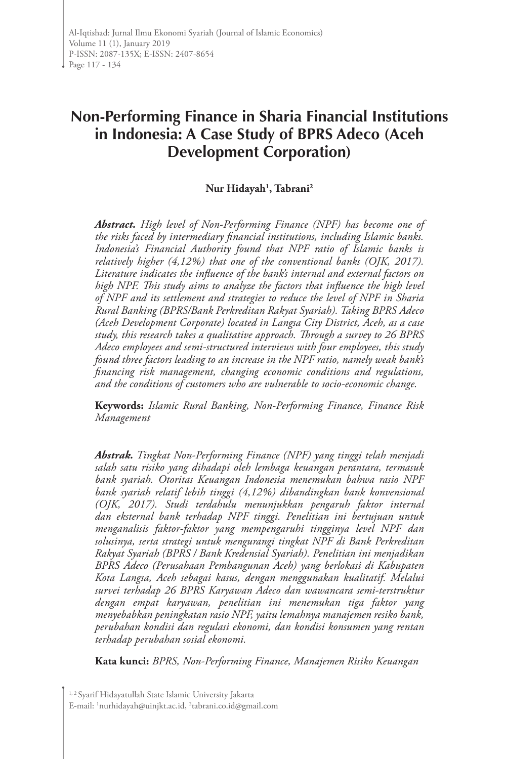# Non-Performing Finance in Sharia Financial Institutions in Indonesia: A Case Study of BPRS Adeco (Aceh Development Corporation)

**Nur Hidayah[1], Tabrani[2]**

***Abstract.*** *High level of Non-Performing Finance (NPF) has become one of the risks faced by intermediary financial institutions, including Islamic banks. Indonesia's Financial Authority found that NPF ratio of Islamic banks is relatively higher (4,12%) that one of the conventional banks (OJK, 2017). Literature indicates the influence of the bank's internal and external factors on high NPF. This study aims to analyze the factors that influence the high level of NPF and its settlement and strategies to reduce the level of NPF in Sharia Rural Banking (BPRS/Bank Perkreditan Rakyat Syariah). Taking BPRS Adeco (Aceh Development Corporate) located in Langsa City District, Aceh, as a case study, this research takes a qualitative approach. Through a survey to 26 BPRS Adeco employees and semi-structured interviews with four employees, this study found three factors leading to an increase in the NPF ratio, namely weak bank's financing risk management, changing economic conditions and regulations, and the conditions of customers who are vulnerable to socio-economic change.*

**Keywords:** *Islamic Rural Banking, Non-Performing Finance, Finance Risk Management*

***Abstrak.*** *Tingkat Non-Performing Finance (NPF) yang tinggi telah menjadi salah satu risiko yang dihadapi oleh lembaga keuangan perantara, termasuk bank syariah. Otoritas Keuangan Indonesia menemukan bahwa rasio NPF bank syariah relatif lebih tinggi (4,12%) dibandingkan bank konvensional (OJK, 2017). Studi terdahulu menunjukkan pengaruh faktor internal dan eksternal bank terhadap NPF tinggi. Penelitian ini bertujuan untuk menganalisis faktor-faktor yang mempengaruhi tingginya level NPF dan solusinya, serta strategi untuk mengurangi tingkat NPF di Bank Perkreditan Rakyat Syariah (BPRS / Bank Kredensial Syariah). Penelitian ini menjadikan BPRS Adeco (Perusahaan Pembangunan Aceh) yang berlokasi di Kabupaten Kota Langsa, Aceh sebagai kasus, dengan menggunakan kualitatif. Melalui survei terhadap 26 BPRS Karyawan Adeco dan wawancara semi-terstruktur dengan empat karyawan, penelitian ini menemukan tiga faktor yang menyebabkan peningkatan rasio NPF, yaitu lemahnya manajemen resiko bank, perubahan kondisi dan regulasi ekonomi, dan kondisi konsumen yang rentan terhadap perubahan sosial ekonomi.*

**Kata kunci:** *BPRS, Non-Performing Finance, Manajemen Risiko Keuangan*

[1, 2] Syarif Hidayatullah State Islamic University Jakarta
E-mail: [1]nurhidayah@uinjkt.ac.id, [2]tabrani.co.id@gmail.com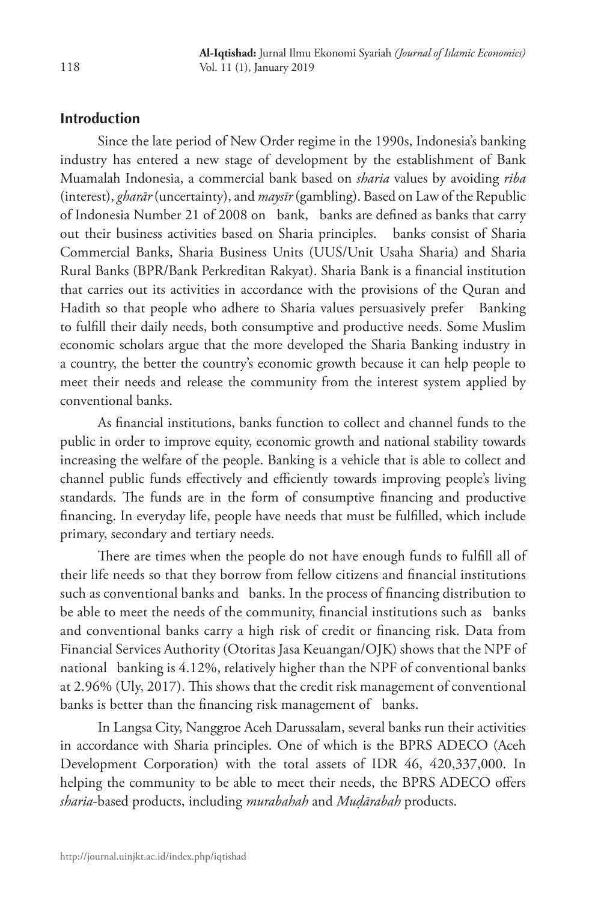## Introduction

Since the late period of New Order regime in the 1990s, Indonesia's banking industry has entered a new stage of development by the establishment of Bank Muamalah Indonesia, a commercial bank based on *sharia* values by avoiding *riba* (interest), *gharār* (uncertainty), and *maysīr* (gambling). Based on Law of the Republic of Indonesia Number 21 of 2008 on bank, banks are defined as banks that carry out their business activities based on Sharia principles. banks consist of Sharia Commercial Banks, Sharia Business Units (UUS/Unit Usaha Sharia) and Sharia Rural Banks (BPR/Bank Perkreditan Rakyat). Sharia Bank is a financial institution that carries out its activities in accordance with the provisions of the Quran and Hadith so that people who adhere to Sharia values persuasively prefer Banking to fulfill their daily needs, both consumptive and productive needs. Some Muslim economic scholars argue that the more developed the Sharia Banking industry in a country, the better the country's economic growth because it can help people to meet their needs and release the community from the interest system applied by conventional banks.

As financial institutions, banks function to collect and channel funds to the public in order to improve equity, economic growth and national stability towards increasing the welfare of the people. Banking is a vehicle that is able to collect and channel public funds effectively and efficiently towards improving people's living standards. The funds are in the form of consumptive financing and productive financing. In everyday life, people have needs that must be fulfilled, which include primary, secondary and tertiary needs.

There are times when the people do not have enough funds to fulfill all of their life needs so that they borrow from fellow citizens and financial institutions such as conventional banks and banks. In the process of financing distribution to be able to meet the needs of the community, financial institutions such as banks and conventional banks carry a high risk of credit or financing risk. Data from Financial Services Authority (Otoritas Jasa Keuangan/OJK) shows that the NPF of national banking is 4.12%, relatively higher than the NPF of conventional banks at 2.96% (Uly, 2017). This shows that the credit risk management of conventional banks is better than the financing risk management of banks.

In Langsa City, Nanggroe Aceh Darussalam, several banks run their activities in accordance with Sharia principles. One of which is the BPRS ADECO (Aceh Development Corporation) with the total assets of IDR 46, 420,337,000. In helping the community to be able to meet their needs, the BPRS ADECO offers *sharia*-based products, including *murabahah* and *Muḍārabah* products.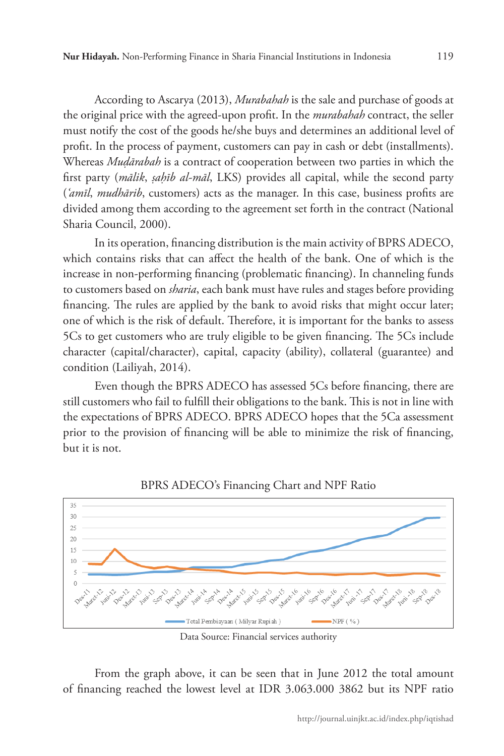According to Ascarya (2013), *Murabahah* is the sale and purchase of goods at the original price with the agreed-upon profit. In the *murabahah* contract, the seller must notify the cost of the goods he/she buys and determines an additional level of profit. In the process of payment, customers can pay in cash or debt (installments). Whereas *Muḍārabah* is a contract of cooperation between two parties in which the first party (*mālik*, *ṣaḥīb al-māl*, LKS) provides all capital, while the second party (*'amīl*, *mudhārib*, customers) acts as the manager. In this case, business profits are divided among them according to the agreement set forth in the contract (National Sharia Council, 2000).

In its operation, financing distribution is the main activity of BPRS ADECO, which contains risks that can affect the health of the bank. One of which is the increase in non-performing financing (problematic financing). In channeling funds to customers based on *sharia*, each bank must have rules and stages before providing financing. The rules are applied by the bank to avoid risks that might occur later; one of which is the risk of default. Therefore, it is important for the banks to assess 5Cs to get customers who are truly eligible to be given financing. The 5Cs include character (capital/character), capital, capacity (ability), collateral (guarantee) and condition (Lailiyah, 2014).

Even though the BPRS ADECO has assessed 5Cs before financing, there are still customers who fail to fulfill their obligations to the bank. This is not in line with the expectations of BPRS ADECO. BPRS ADECO hopes that the 5Ca assessment prior to the provision of financing will be able to minimize the risk of financing, but it is not.

BPRS ADECO's Financing Chart and NPF Ratio

Data Source: Financial services authority

From the graph above, it can be seen that in June 2012 the total amount of financing reached the lowest level at IDR 3.063.000 3862 but its NPF ratio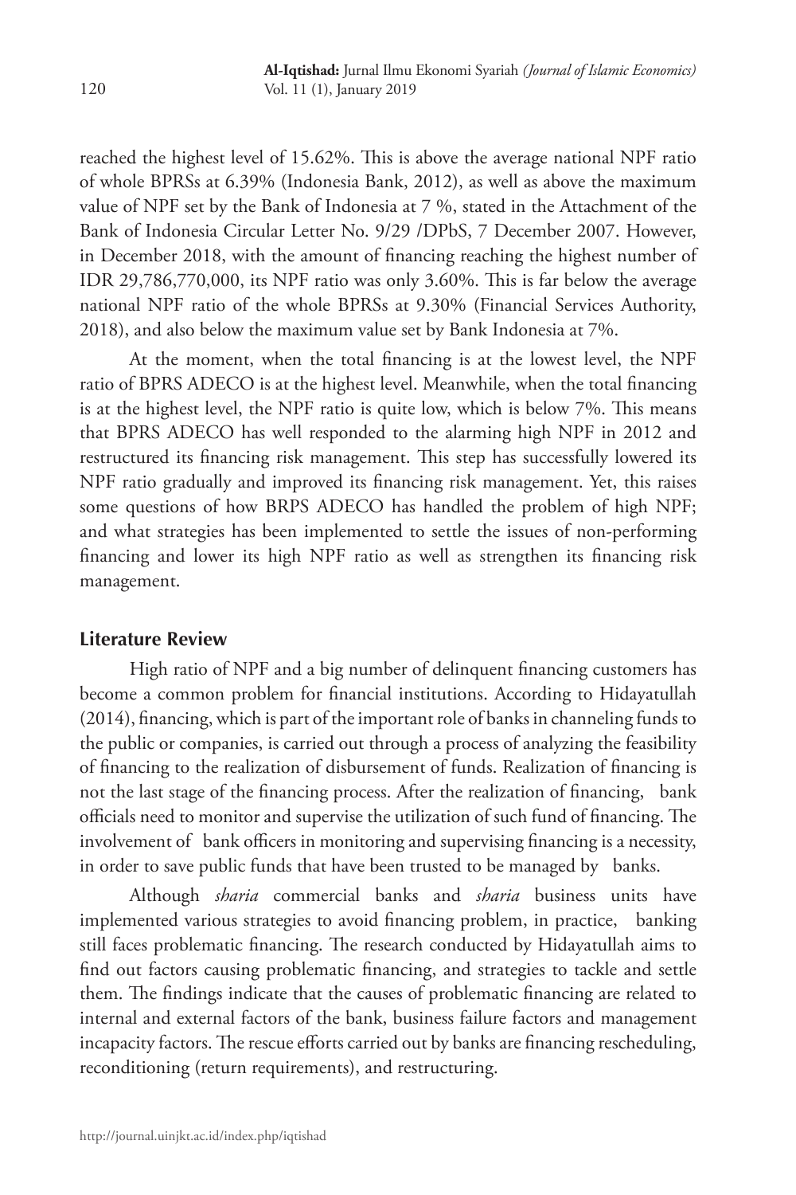reached the highest level of 15.62%. This is above the average national NPF ratio of whole BPRSs at 6.39% (Indonesia Bank, 2012), as well as above the maximum value of NPF set by the Bank of Indonesia at 7 %, stated in the Attachment of the Bank of Indonesia Circular Letter No. 9/29 /DPbS, 7 December 2007. However, in December 2018, with the amount of financing reaching the highest number of IDR 29,786,770,000, its NPF ratio was only 3.60%. This is far below the average national NPF ratio of the whole BPRSs at 9.30% (Financial Services Authority, 2018), and also below the maximum value set by Bank Indonesia at 7%.

At the moment, when the total financing is at the lowest level, the NPF ratio of BPRS ADECO is at the highest level. Meanwhile, when the total financing is at the highest level, the NPF ratio is quite low, which is below 7%. This means that BPRS ADECO has well responded to the alarming high NPF in 2012 and restructured its financing risk management. This step has successfully lowered its NPF ratio gradually and improved its financing risk management. Yet, this raises some questions of how BRPS ADECO has handled the problem of high NPF; and what strategies has been implemented to settle the issues of non-performing financing and lower its high NPF ratio as well as strengthen its financing risk management.

## Literature Review

High ratio of NPF and a big number of delinquent financing customers has become a common problem for financial institutions. According to Hidayatullah (2014), financing, which is part of the important role of banks in channeling funds to the public or companies, is carried out through a process of analyzing the feasibility of financing to the realization of disbursement of funds. Realization of financing is not the last stage of the financing process. After the realization of financing, bank officials need to monitor and supervise the utilization of such fund of financing. The involvement of bank officers in monitoring and supervising financing is a necessity, in order to save public funds that have been trusted to be managed by banks.

Although *sharia* commercial banks and *sharia* business units have implemented various strategies to avoid financing problem, in practice, banking still faces problematic financing. The research conducted by Hidayatullah aims to find out factors causing problematic financing, and strategies to tackle and settle them. The findings indicate that the causes of problematic financing are related to internal and external factors of the bank, business failure factors and management incapacity factors. The rescue efforts carried out by banks are financing rescheduling, reconditioning (return requirements), and restructuring.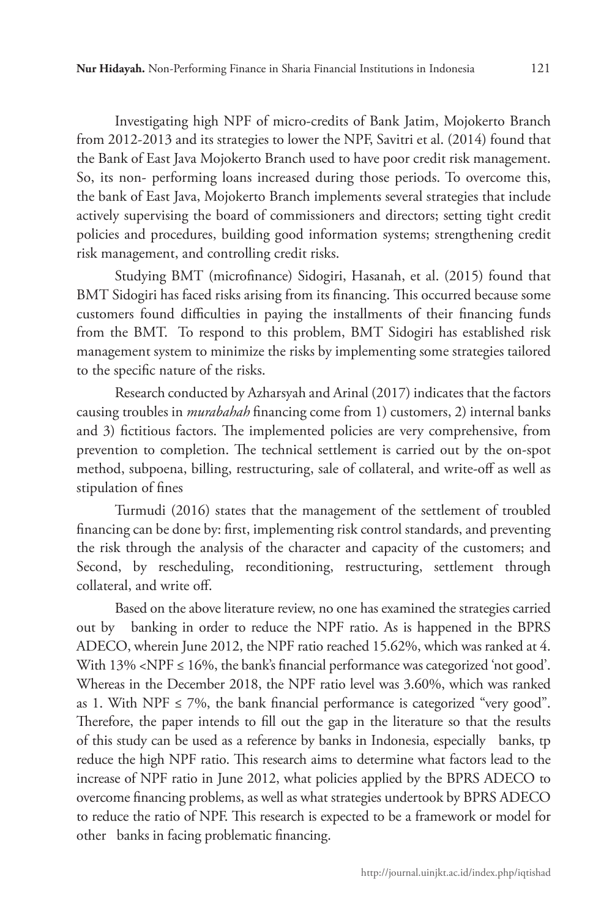Investigating high NPF of micro-credits of Bank Jatim, Mojokerto Branch from 2012-2013 and its strategies to lower the NPF, Savitri et al. (2014) found that the Bank of East Java Mojokerto Branch used to have poor credit risk management. So, its non- performing loans increased during those periods. To overcome this, the bank of East Java, Mojokerto Branch implements several strategies that include actively supervising the board of commissioners and directors; setting tight credit policies and procedures, building good information systems; strengthening credit risk management, and controlling credit risks.

Studying BMT (microfinance) Sidogiri, Hasanah, et al. (2015) found that BMT Sidogiri has faced risks arising from its financing. This occurred because some customers found difficulties in paying the installments of their financing funds from the BMT. To respond to this problem, BMT Sidogiri has established risk management system to minimize the risks by implementing some strategies tailored to the specific nature of the risks.

Research conducted by Azharsyah and Arinal (2017) indicates that the factors causing troubles in *murabahah* financing come from 1) customers, 2) internal banks and 3) fictitious factors. The implemented policies are very comprehensive, from prevention to completion. The technical settlement is carried out by the on-spot method, subpoena, billing, restructuring, sale of collateral, and write-off as well as stipulation of fines

Turmudi (2016) states that the management of the settlement of troubled financing can be done by: first, implementing risk control standards, and preventing the risk through the analysis of the character and capacity of the customers; and Second, by rescheduling, reconditioning, restructuring, settlement through collateral, and write off.

Based on the above literature review, no one has examined the strategies carried out by banking in order to reduce the NPF ratio. As is happened in the BPRS ADECO, wherein June 2012, the NPF ratio reached 15.62%, which was ranked at 4. With 13% <NPF ≤ 16%, the bank's financial performance was categorized 'not good'. Whereas in the December 2018, the NPF ratio level was 3.60%, which was ranked as 1. With NPF ≤ 7%, the bank financial performance is categorized "very good". Therefore, the paper intends to fill out the gap in the literature so that the results of this study can be used as a reference by banks in Indonesia, especially banks, tp reduce the high NPF ratio. This research aims to determine what factors lead to the increase of NPF ratio in June 2012, what policies applied by the BPRS ADECO to overcome financing problems, as well as what strategies undertook by BPRS ADECO to reduce the ratio of NPF. This research is expected to be a framework or model for other banks in facing problematic financing.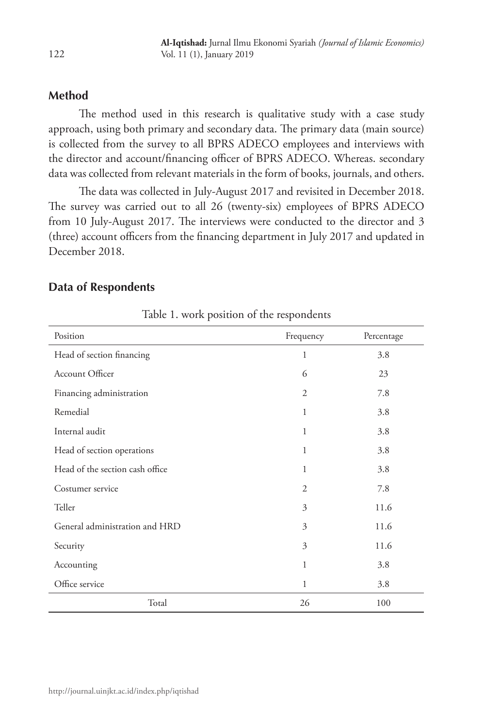## Method

The method used in this research is qualitative study with a case study approach, using both primary and secondary data. The primary data (main source) is collected from the survey to all BPRS ADECO employees and interviews with the director and account/financing officer of BPRS ADECO. Whereas. secondary data was collected from relevant materials in the form of books, journals, and others.

The data was collected in July-August 2017 and revisited in December 2018. The survey was carried out to all 26 (twenty-six) employees of BPRS ADECO from 10 July-August 2017. The interviews were conducted to the director and 3 (three) account officers from the financing department in July 2017 and updated in December 2018.

## Data of Respondents

Table 1. work position of the respondents

| Position | Frequency | Percentage |
|---|---|---|
| Head of section financing | 1 | 3.8 |
| Account Officer | 6 | 23 |
| Financing administration | 2 | 7.8 |
| Remedial | 1 | 3.8 |
| Internal audit | 1 | 3.8 |
| Head of section operations | 1 | 3.8 |
| Head of the section cash office | 1 | 3.8 |
| Costumer service | 2 | 7.8 |
| Teller | 3 | 11.6 |
| General administration and HRD | 3 | 11.6 |
| Security | 3 | 11.6 |
| Accounting | 1 | 3.8 |
| Office service | 1 | 3.8 |
| Total | 26 | 100 |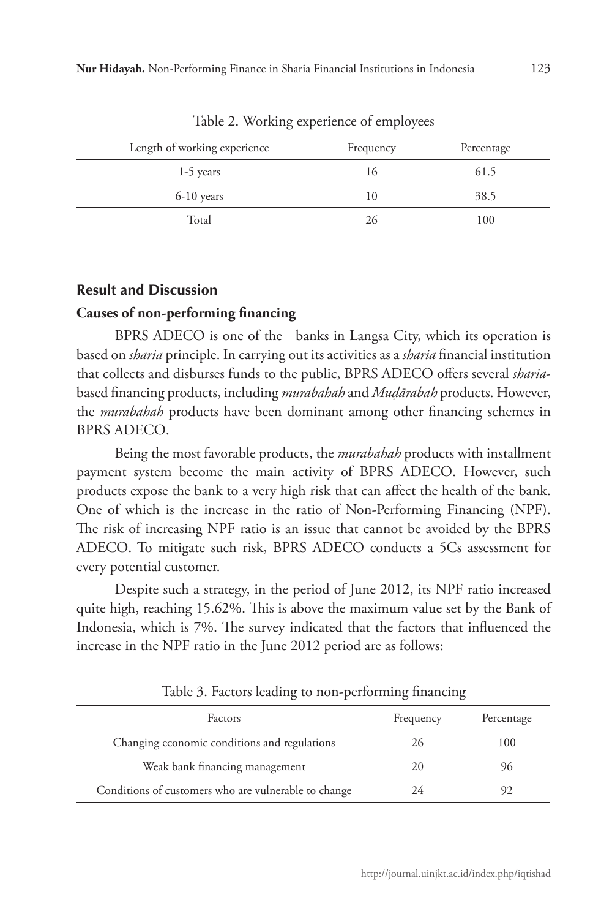Table 2. Working experience of employees

| Length of working experience | Frequency | Percentage |
|---|---|---|
| 1-5 years | 16 | 61.5 |
| 6-10 years | 10 | 38.5 |
| Total | 26 | 100 |

## Result and Discussion

### Causes of non-performing financing

BPRS ADECO is one of the  banks in Langsa City, which its operation is based on *sharia* principle. In carrying out its activities as a *sharia* financial institution that collects and disburses funds to the public, BPRS ADECO offers several *sharia*-based financing products, including *murabahah* and *Muḍārabah* products. However, the *murabahah* products have been dominant among other financing schemes in BPRS ADECO.

Being the most favorable products, the *murabahah* products with installment payment system become the main activity of BPRS ADECO. However, such products expose the bank to a very high risk that can affect the health of the bank. One of which is the increase in the ratio of Non-Performing Financing (NPF). The risk of increasing NPF ratio is an issue that cannot be avoided by the BPRS ADECO. To mitigate such risk, BPRS ADECO conducts a 5Cs assessment for every potential customer.

Despite such a strategy, in the period of June 2012, its NPF ratio increased quite high, reaching 15.62%. This is above the maximum value set by the Bank of Indonesia, which is 7%. The survey indicated that the factors that influenced the increase in the NPF ratio in the June 2012 period are as follows:

Table 3. Factors leading to non-performing financing

| Factors | Frequency | Percentage |
|---|---|---|
| Changing economic conditions and regulations | 26 | 100 |
| Weak bank financing management | 20 | 96 |
| Conditions of customers who are vulnerable to change | 24 | 92 |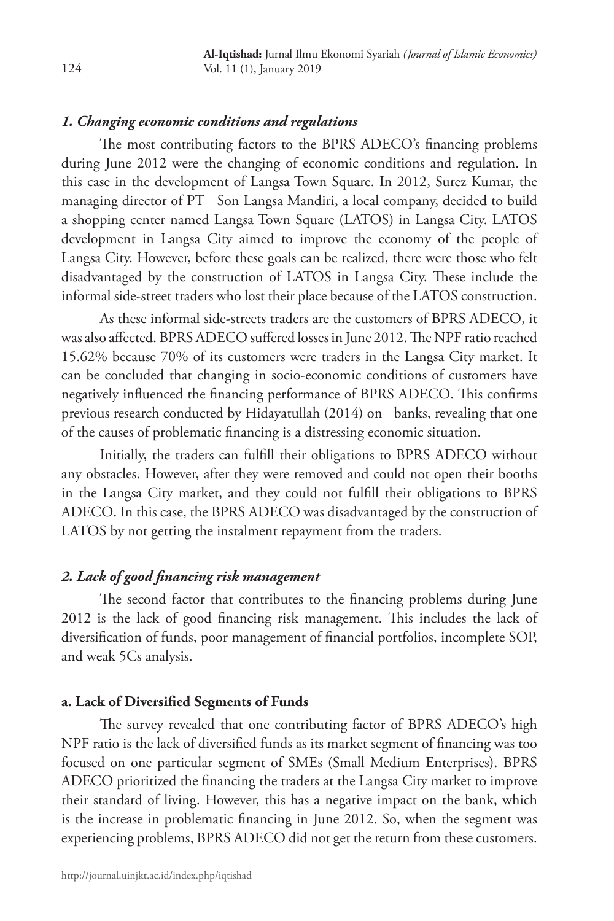### *1. Changing economic conditions and regulations*

The most contributing factors to the BPRS ADECO's financing problems during June 2012 were the changing of economic conditions and regulation. In this case in the development of Langsa Town Square. In 2012, Surez Kumar, the managing director of PT Son Langsa Mandiri, a local company, decided to build a shopping center named Langsa Town Square (LATOS) in Langsa City. LATOS development in Langsa City aimed to improve the economy of the people of Langsa City. However, before these goals can be realized, there were those who felt disadvantaged by the construction of LATOS in Langsa City. These include the informal side-street traders who lost their place because of the LATOS construction.

As these informal side-streets traders are the customers of BPRS ADECO, it was also affected. BPRS ADECO suffered losses in June 2012. The NPF ratio reached 15.62% because 70% of its customers were traders in the Langsa City market. It can be concluded that changing in socio-economic conditions of customers have negatively influenced the financing performance of BPRS ADECO. This confirms previous research conducted by Hidayatullah (2014) on banks, revealing that one of the causes of problematic financing is a distressing economic situation.

Initially, the traders can fulfill their obligations to BPRS ADECO without any obstacles. However, after they were removed and could not open their booths in the Langsa City market, and they could not fulfill their obligations to BPRS ADECO. In this case, the BPRS ADECO was disadvantaged by the construction of LATOS by not getting the instalment repayment from the traders.

### *2. Lack of good financing risk management*

The second factor that contributes to the financing problems during June 2012 is the lack of good financing risk management. This includes the lack of diversification of funds, poor management of financial portfolios, incomplete SOP, and weak 5Cs analysis.

#### a. Lack of Diversified Segments of Funds

The survey revealed that one contributing factor of BPRS ADECO's high NPF ratio is the lack of diversified funds as its market segment of financing was too focused on one particular segment of SMEs (Small Medium Enterprises). BPRS ADECO prioritized the financing the traders at the Langsa City market to improve their standard of living. However, this has a negative impact on the bank, which is the increase in problematic financing in June 2012. So, when the segment was experiencing problems, BPRS ADECO did not get the return from these customers.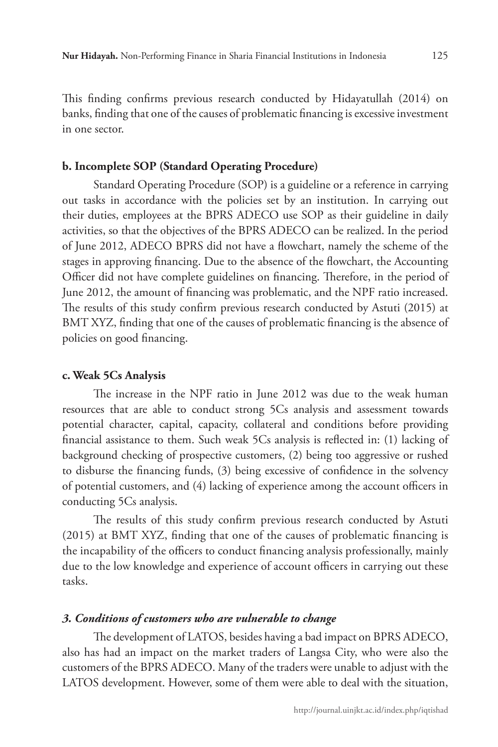This finding confirms previous research conducted by Hidayatullah (2014) on banks, finding that one of the causes of problematic financing is excessive investment in one sector.

#### b. Incomplete SOP (Standard Operating Procedure)

Standard Operating Procedure (SOP) is a guideline or a reference in carrying out tasks in accordance with the policies set by an institution. In carrying out their duties, employees at the BPRS ADECO use SOP as their guideline in daily activities, so that the objectives of the BPRS ADECO can be realized. In the period of June 2012, ADECO BPRS did not have a flowchart, namely the scheme of the stages in approving financing. Due to the absence of the flowchart, the Accounting Officer did not have complete guidelines on financing. Therefore, in the period of June 2012, the amount of financing was problematic, and the NPF ratio increased. The results of this study confirm previous research conducted by Astuti (2015) at BMT XYZ, finding that one of the causes of problematic financing is the absence of policies on good financing.

#### c. Weak 5Cs Analysis

The increase in the NPF ratio in June 2012 was due to the weak human resources that are able to conduct strong 5Cs analysis and assessment towards potential character, capital, capacity, collateral and conditions before providing financial assistance to them. Such weak 5Cs analysis is reflected in: (1) lacking of background checking of prospective customers, (2) being too aggressive or rushed to disburse the financing funds, (3) being excessive of confidence in the solvency of potential customers, and (4) lacking of experience among the account officers in conducting 5Cs analysis.

The results of this study confirm previous research conducted by Astuti (2015) at BMT XYZ, finding that one of the causes of problematic financing is the incapability of the officers to conduct financing analysis professionally, mainly due to the low knowledge and experience of account officers in carrying out these tasks.

### *3. Conditions of customers who are vulnerable to change*

The development of LATOS, besides having a bad impact on BPRS ADECO, also has had an impact on the market traders of Langsa City, who were also the customers of the BPRS ADECO. Many of the traders were unable to adjust with the LATOS development. However, some of them were able to deal with the situation,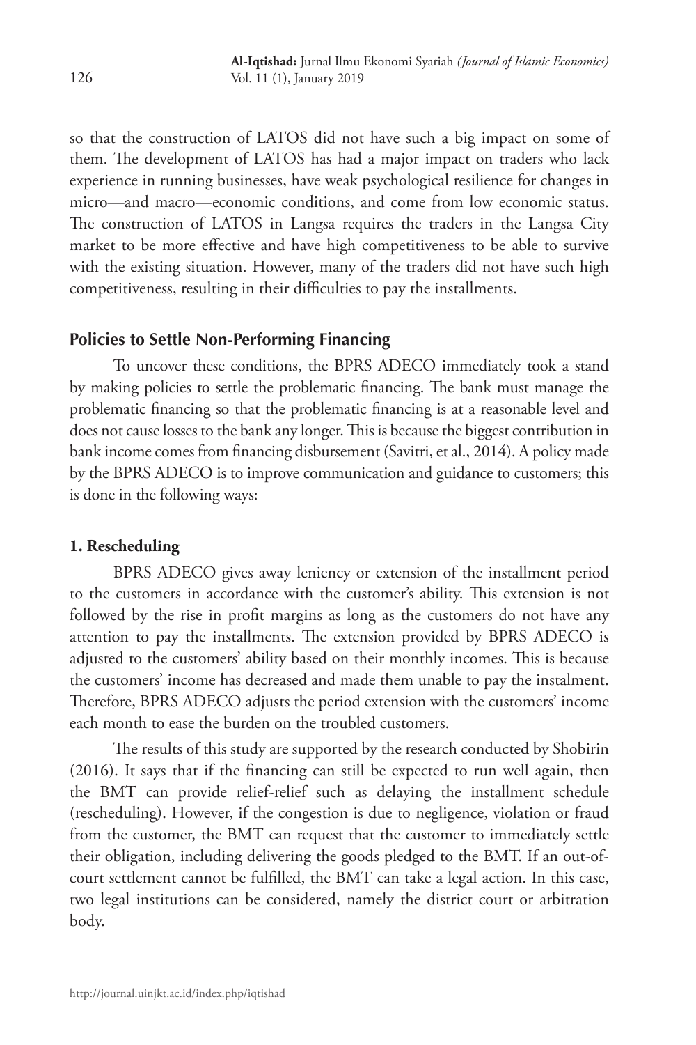so that the construction of LATOS did not have such a big impact on some of them. The development of LATOS has had a major impact on traders who lack experience in running businesses, have weak psychological resilience for changes in micro—and macro—economic conditions, and come from low economic status. The construction of LATOS in Langsa requires the traders in the Langsa City market to be more effective and have high competitiveness to be able to survive with the existing situation. However, many of the traders did not have such high competitiveness, resulting in their difficulties to pay the installments.

### Policies to Settle Non-Performing Financing

To uncover these conditions, the BPRS ADECO immediately took a stand by making policies to settle the problematic financing. The bank must manage the problematic financing so that the problematic financing is at a reasonable level and does not cause losses to the bank any longer. This is because the biggest contribution in bank income comes from financing disbursement (Savitri, et al., 2014). A policy made by the BPRS ADECO is to improve communication and guidance to customers; this is done in the following ways:

#### 1. Rescheduling

BPRS ADECO gives away leniency or extension of the installment period to the customers in accordance with the customer's ability. This extension is not followed by the rise in profit margins as long as the customers do not have any attention to pay the installments. The extension provided by BPRS ADECO is adjusted to the customers' ability based on their monthly incomes. This is because the customers' income has decreased and made them unable to pay the instalment. Therefore, BPRS ADECO adjusts the period extension with the customers' income each month to ease the burden on the troubled customers.

The results of this study are supported by the research conducted by Shobirin (2016). It says that if the financing can still be expected to run well again, then the BMT can provide relief-relief such as delaying the installment schedule (rescheduling). However, if the congestion is due to negligence, violation or fraud from the customer, the BMT can request that the customer to immediately settle their obligation, including delivering the goods pledged to the BMT. If an out-of-court settlement cannot be fulfilled, the BMT can take a legal action. In this case, two legal institutions can be considered, namely the district court or arbitration body.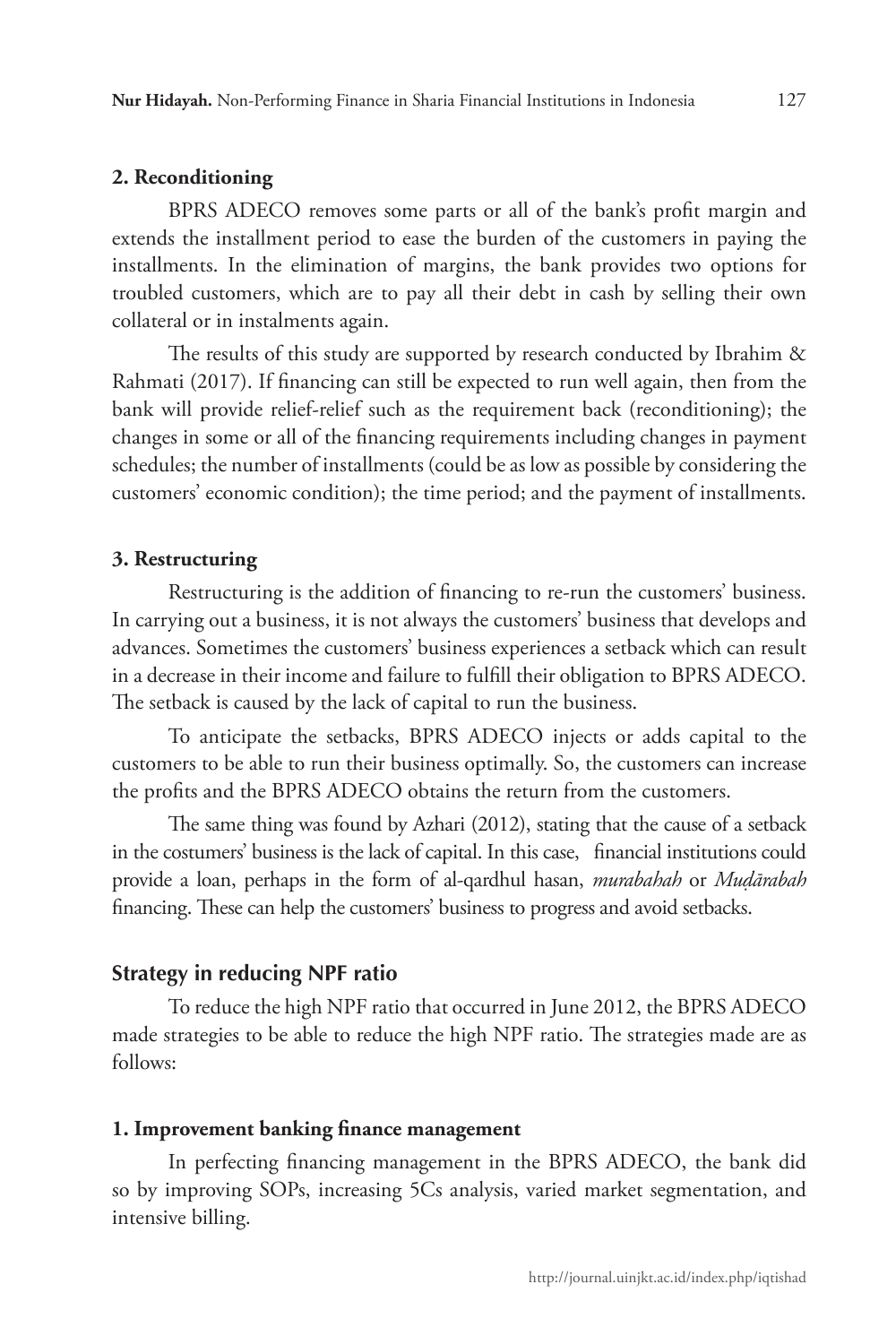**2. Reconditioning**

BPRS ADECO removes some parts or all of the bank's profit margin and extends the installment period to ease the burden of the customers in paying the installments. In the elimination of margins, the bank provides two options for troubled customers, which are to pay all their debt in cash by selling their own collateral or in instalments again.

The results of this study are supported by research conducted by Ibrahim & Rahmati (2017). If financing can still be expected to run well again, then from the bank will provide relief-relief such as the requirement back (reconditioning); the changes in some or all of the financing requirements including changes in payment schedules; the number of installments (could be as low as possible by considering the customers' economic condition); the time period; and the payment of installments.

**3. Restructuring**

Restructuring is the addition of financing to re-run the customers' business. In carrying out a business, it is not always the customers' business that develops and advances. Sometimes the customers' business experiences a setback which can result in a decrease in their income and failure to fulfill their obligation to BPRS ADECO. The setback is caused by the lack of capital to run the business.

To anticipate the setbacks, BPRS ADECO injects or adds capital to the customers to be able to run their business optimally. So, the customers can increase the profits and the BPRS ADECO obtains the return from the customers.

The same thing was found by Azhari (2012), stating that the cause of a setback in the costumers' business is the lack of capital. In this case, financial institutions could provide a loan, perhaps in the form of al-qardhul hasan, *murabahah* or *Muḍārabah* financing. These can help the customers' business to progress and avoid setbacks.

## Strategy in reducing NPF ratio

To reduce the high NPF ratio that occurred in June 2012, the BPRS ADECO made strategies to be able to reduce the high NPF ratio. The strategies made are as follows:

**1. Improvement banking finance management**

In perfecting financing management in the BPRS ADECO, the bank did so by improving SOPs, increasing 5Cs analysis, varied market segmentation, and intensive billing.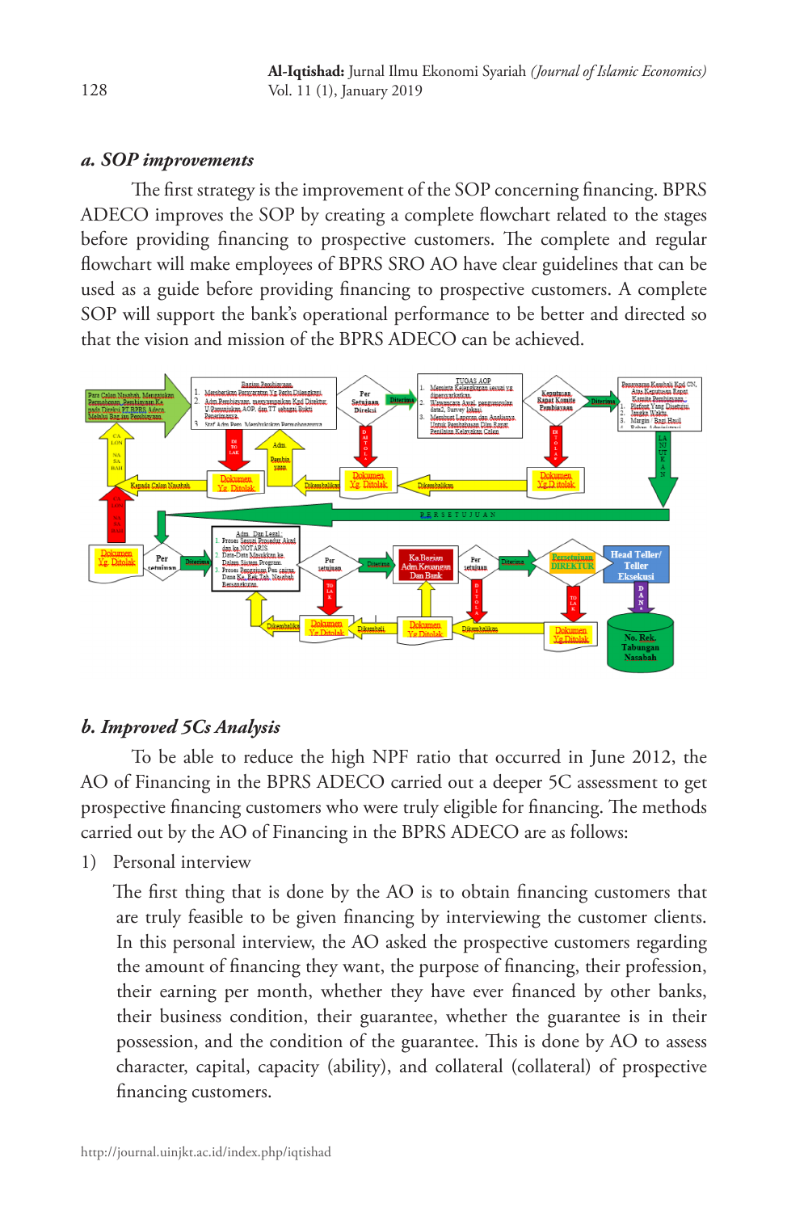### a. SOP improvements

The first strategy is the improvement of the SOP concerning financing. BPRS ADECO improves the SOP by creating a complete flowchart related to the stages before providing financing to prospective customers. The complete and regular flowchart will make employees of BPRS SRO AO have clear guidelines that can be used as a guide before providing financing to prospective customers. A complete SOP will support the bank's operational performance to be better and directed so that the vision and mission of the BPRS ADECO can be achieved.

### b. Improved 5Cs Analysis

To be able to reduce the high NPF ratio that occurred in June 2012, the AO of Financing in the BPRS ADECO carried out a deeper 5C assessment to get prospective financing customers who were truly eligible for financing. The methods carried out by the AO of Financing in the BPRS ADECO are as follows:

1) Personal interview

The first thing that is done by the AO is to obtain financing customers that are truly feasible to be given financing by interviewing the customer clients. In this personal interview, the AO asked the prospective customers regarding the amount of financing they want, the purpose of financing, their profession, their earning per month, whether they have ever financed by other banks, their business condition, their guarantee, whether the guarantee is in their possession, and the condition of the guarantee. This is done by AO to assess character, capital, capacity (ability), and collateral (collateral) of prospective financing customers.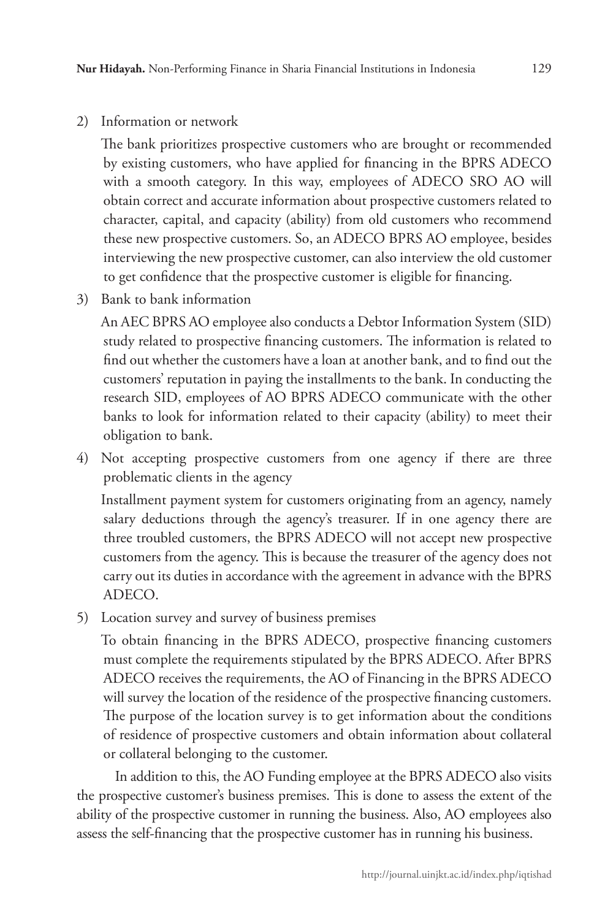2) Information or network

   The bank prioritizes prospective customers who are brought or recommended by existing customers, who have applied for financing in the BPRS ADECO with a smooth category. In this way, employees of ADECO SRO AO will obtain correct and accurate information about prospective customers related to character, capital, and capacity (ability) from old customers who recommend these new prospective customers. So, an ADECO BPRS AO employee, besides interviewing the new prospective customer, can also interview the old customer to get confidence that the prospective customer is eligible for financing.

3) Bank to bank information

   An AEC BPRS AO employee also conducts a Debtor Information System (SID) study related to prospective financing customers. The information is related to find out whether the customers have a loan at another bank, and to find out the customers' reputation in paying the installments to the bank. In conducting the research SID, employees of AO BPRS ADECO communicate with the other banks to look for information related to their capacity (ability) to meet their obligation to bank.

4) Not accepting prospective customers from one agency if there are three problematic clients in the agency

   Installment payment system for customers originating from an agency, namely salary deductions through the agency's treasurer. If in one agency there are three troubled customers, the BPRS ADECO will not accept new prospective customers from the agency. This is because the treasurer of the agency does not carry out its duties in accordance with the agreement in advance with the BPRS ADECO.

5) Location survey and survey of business premises

   To obtain financing in the BPRS ADECO, prospective financing customers must complete the requirements stipulated by the BPRS ADECO. After BPRS ADECO receives the requirements, the AO of Financing in the BPRS ADECO will survey the location of the residence of the prospective financing customers. The purpose of the location survey is to get information about the conditions of residence of prospective customers and obtain information about collateral or collateral belonging to the customer.

In addition to this, the AO Funding employee at the BPRS ADECO also visits the prospective customer's business premises. This is done to assess the extent of the ability of the prospective customer in running the business. Also, AO employees also assess the self-financing that the prospective customer has in running his business.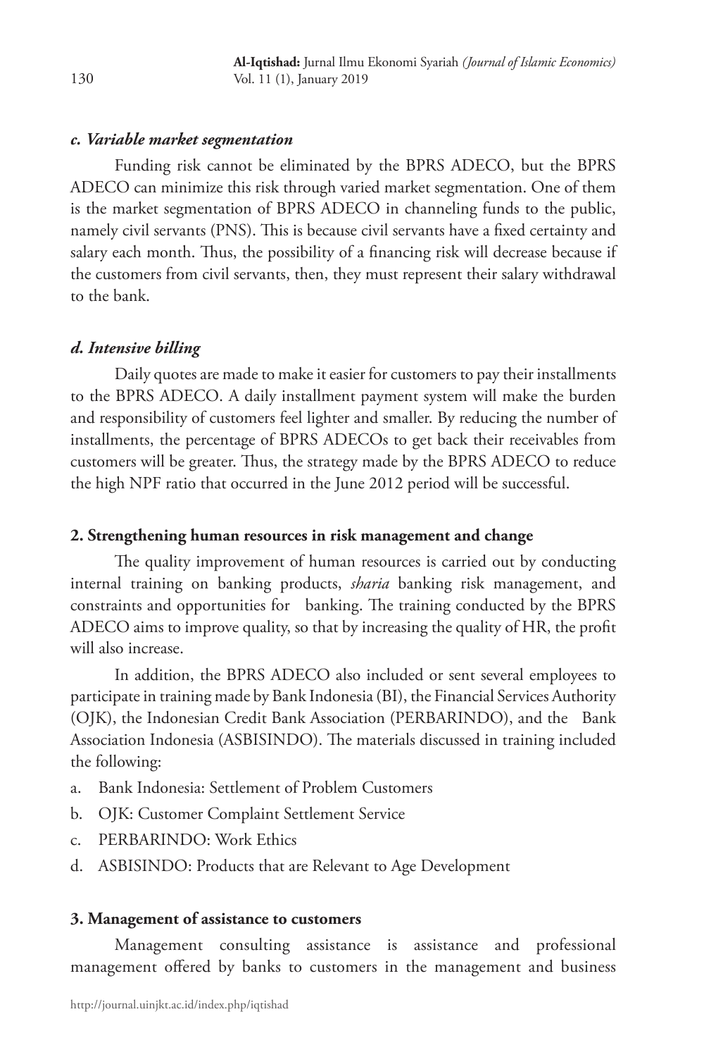#### *c. Variable market segmentation*

Funding risk cannot be eliminated by the BPRS ADECO, but the BPRS ADECO can minimize this risk through varied market segmentation. One of them is the market segmentation of BPRS ADECO in channeling funds to the public, namely civil servants (PNS). This is because civil servants have a fixed certainty and salary each month. Thus, the possibility of a financing risk will decrease because if the customers from civil servants, then, they must represent their salary withdrawal to the bank.

#### *d. Intensive billing*

Daily quotes are made to make it easier for customers to pay their installments to the BPRS ADECO. A daily installment payment system will make the burden and responsibility of customers feel lighter and smaller. By reducing the number of installments, the percentage of BPRS ADECOs to get back their receivables from customers will be greater. Thus, the strategy made by the BPRS ADECO to reduce the high NPF ratio that occurred in the June 2012 period will be successful.

#### **2. Strengthening human resources in risk management and change**

The quality improvement of human resources is carried out by conducting internal training on banking products, *sharia* banking risk management, and constraints and opportunities for banking. The training conducted by the BPRS ADECO aims to improve quality, so that by increasing the quality of HR, the profit will also increase.

In addition, the BPRS ADECO also included or sent several employees to participate in training made by Bank Indonesia (BI), the Financial Services Authority (OJK), the Indonesian Credit Bank Association (PERBARINDO), and the Bank Association Indonesia (ASBISINDO). The materials discussed in training included the following:

a. Bank Indonesia: Settlement of Problem Customers
b. OJK: Customer Complaint Settlement Service
c. PERBARINDO: Work Ethics
d. ASBISINDO: Products that are Relevant to Age Development

#### **3. Management of assistance to customers**

Management consulting assistance is assistance and professional management offered by banks to customers in the management and business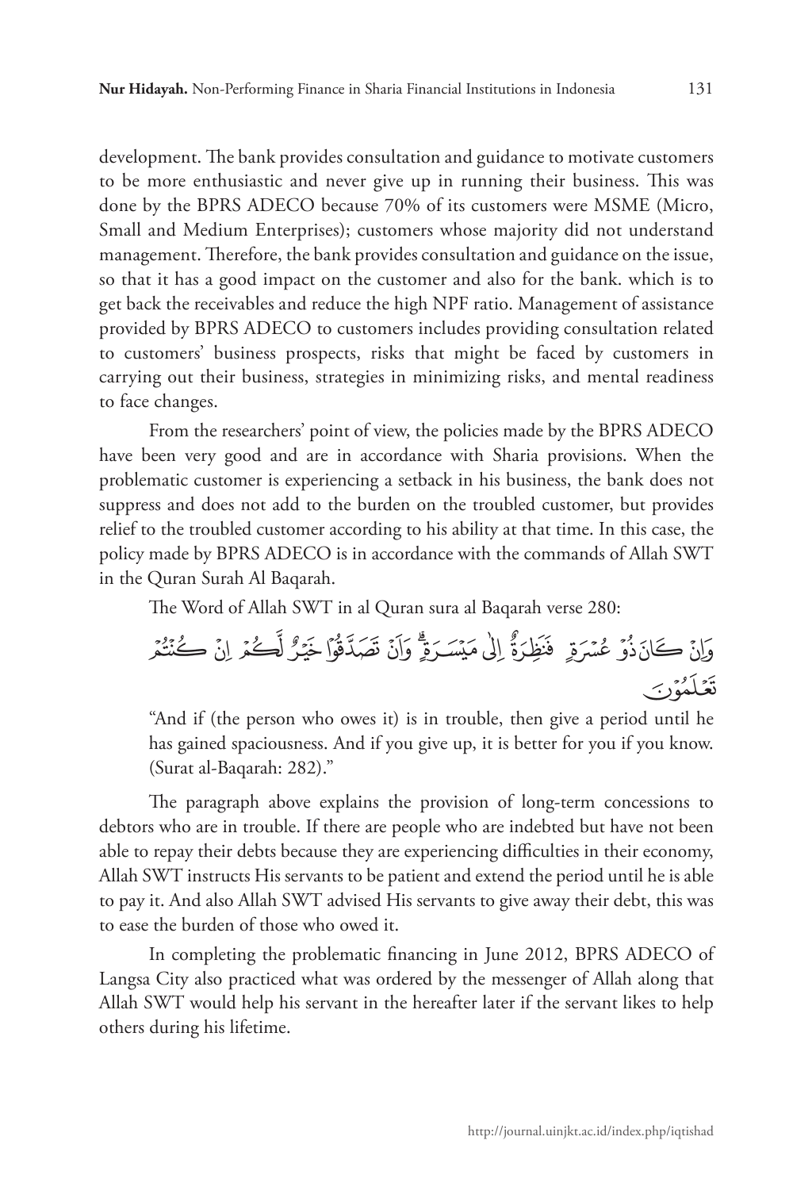development. The bank provides consultation and guidance to motivate customers to be more enthusiastic and never give up in running their business. This was done by the BPRS ADECO because 70% of its customers were MSME (Micro, Small and Medium Enterprises); customers whose majority did not understand management. Therefore, the bank provides consultation and guidance on the issue, so that it has a good impact on the customer and also for the bank. which is to get back the receivables and reduce the high NPF ratio. Management of assistance provided by BPRS ADECO to customers includes providing consultation related to customers' business prospects, risks that might be faced by customers in carrying out their business, strategies in minimizing risks, and mental readiness to face changes.

From the researchers' point of view, the policies made by the BPRS ADECO have been very good and are in accordance with Sharia provisions. When the problematic customer is experiencing a setback in his business, the bank does not suppress and does not add to the burden on the troubled customer, but provides relief to the troubled customer according to his ability at that time. In this case, the policy made by BPRS ADECO is in accordance with the commands of Allah SWT in the Quran Surah Al Baqarah.

The Word of Allah SWT in al Quran sura al Baqarah verse 280:

وَاِنْ كَانَ ذُوْ عُسْرَةٍ فَنَظِرَةٌ اِلٰى مَيْسَرَةٍ ۗ وَاَنْ تَصَدَّقُوْا خَيْرٌ لَّكُمْ اِنْ كُنْتُمْ تَعْلَمُوْنَ

> "And if (the person who owes it) is in trouble, then give a period until he has gained spaciousness. And if you give up, it is better for you if you know. (Surat al-Baqarah: 282)."

The paragraph above explains the provision of long-term concessions to debtors who are in trouble. If there are people who are indebted but have not been able to repay their debts because they are experiencing difficulties in their economy, Allah SWT instructs His servants to be patient and extend the period until he is able to pay it. And also Allah SWT advised His servants to give away their debt, this was to ease the burden of those who owed it.

In completing the problematic financing in June 2012, BPRS ADECO of Langsa City also practiced what was ordered by the messenger of Allah along that Allah SWT would help his servant in the hereafter later if the servant likes to help others during his lifetime.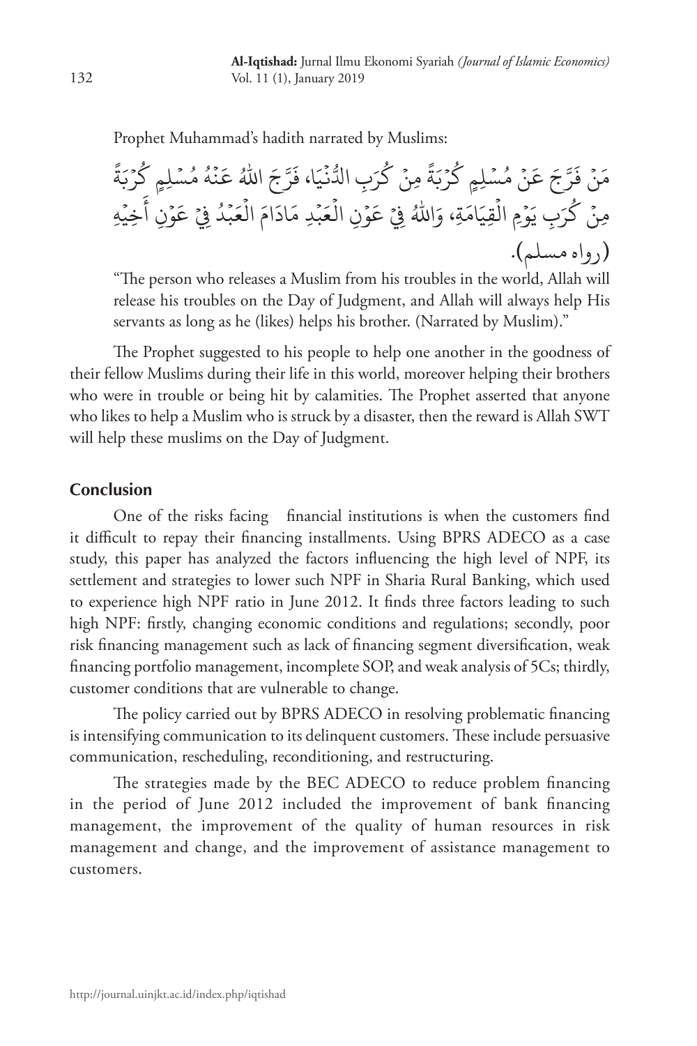Prophet Muhammad's hadith narrated by Muslims:

مَنْ فَرَّجَ عَنْ مُسْلِمٍ كُرْبَةً مِنْ كُرَبِ الدُّنْيَا، فَرَّجَ اللهُ عَنْهُ مُسْلِمٍ كُرْبَةً مِنْ كُرَبِ يَوْمِ الْقِيَامَةِ، وَاللهُ فِيْ عَوْنِ الْعَبْدِ مَادَامَ الْعَبْدُ فِيْ عَوْنِ أَخِيْهِ (رواه مسلم).

"The person who releases a Muslim from his troubles in the world, Allah will release his troubles on the Day of Judgment, and Allah will always help His servants as long as he (likes) helps his brother. (Narrated by Muslim)."

The Prophet suggested to his people to help one another in the goodness of their fellow Muslims during their life in this world, moreover helping their brothers who were in trouble or being hit by calamities. The Prophet asserted that anyone who likes to help a Muslim who is struck by a disaster, then the reward is Allah SWT will help these muslims on the Day of Judgment.

## Conclusion

One of the risks facing financial institutions is when the customers find it difficult to repay their financing installments. Using BPRS ADECO as a case study, this paper has analyzed the factors influencing the high level of NPF, its settlement and strategies to lower such NPF in Sharia Rural Banking, which used to experience high NPF ratio in June 2012. It finds three factors leading to such high NPF: firstly, changing economic conditions and regulations; secondly, poor risk financing management such as lack of financing segment diversification, weak financing portfolio management, incomplete SOP, and weak analysis of 5Cs; thirdly, customer conditions that are vulnerable to change.

The policy carried out by BPRS ADECO in resolving problematic financing is intensifying communication to its delinquent customers. These include persuasive communication, rescheduling, reconditioning, and restructuring.

The strategies made by the BEC ADECO to reduce problem financing in the period of June 2012 included the improvement of bank financing management, the improvement of the quality of human resources in risk management and change, and the improvement of assistance management to customers.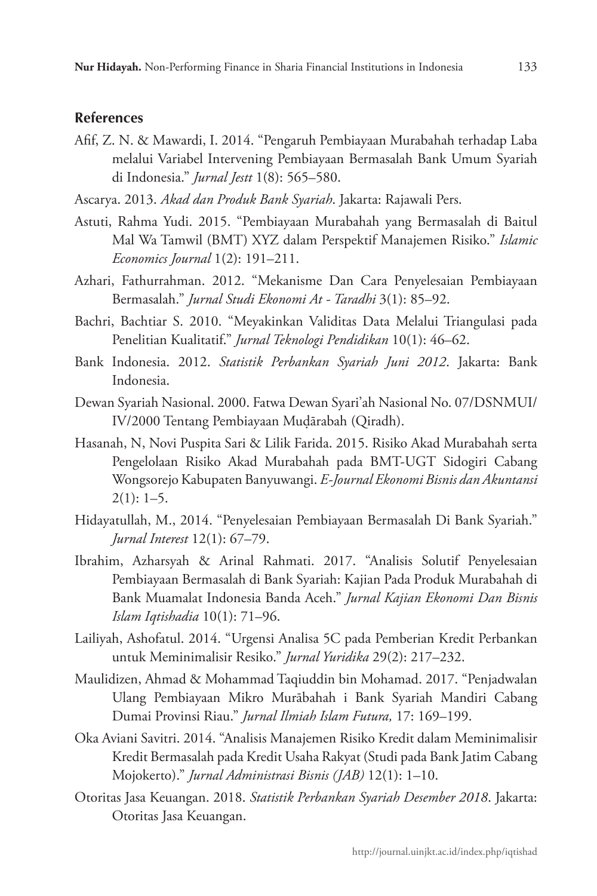## References

Afif, Z. N. & Mawardi, I. 2014. "Pengaruh Pembiayaan Murabahah terhadap Laba melalui Variabel Intervening Pembiayaan Bermasalah Bank Umum Syariah di Indonesia." *Jurnal Jestt* 1(8): 565–580.

Ascarya. 2013. *Akad dan Produk Bank Syariah*. Jakarta: Rajawali Pers.

Astuti, Rahma Yudi. 2015. "Pembiayaan Murabahah yang Bermasalah di Baitul Mal Wa Tamwil (BMT) XYZ dalam Perspektif Manajemen Risiko." *Islamic Economics Journal* 1(2): 191–211.

Azhari, Fathurrahman. 2012. "Mekanisme Dan Cara Penyelesaian Pembiayaan Bermasalah." *Jurnal Studi Ekonomi At - Taradhi* 3(1): 85–92.

Bachri, Bachtiar S. 2010. "Meyakinkan Validitas Data Melalui Triangulasi pada Penelitian Kualitatif." *Jurnal Teknologi Pendidikan* 10(1): 46–62.

Bank Indonesia. 2012. *Statistik Perbankan Syariah Juni 2012*. Jakarta: Bank Indonesia.

Dewan Syariah Nasional. 2000. Fatwa Dewan Syari'ah Nasional No. 07/DSNMUI/IV/2000 Tentang Pembiayaan Muḍārabah (Qiradh).

Hasanah, N, Novi Puspita Sari & Lilik Farida. 2015. Risiko Akad Murabahah serta Pengelolaan Risiko Akad Murabahah pada BMT-UGT Sidogiri Cabang Wongsorejo Kabupaten Banyuwangi. *E-Journal Ekonomi Bisnis dan Akuntansi* 2(1): 1–5.

Hidayatullah, M., 2014. "Penyelesaian Pembiayaan Bermasalah Di Bank Syariah." *Jurnal Interest* 12(1): 67–79.

Ibrahim, Azharsyah & Arinal Rahmati. 2017. "Analisis Solutif Penyelesaian Pembiayaan Bermasalah di Bank Syariah: Kajian Pada Produk Murabahah di Bank Muamalat Indonesia Banda Aceh." *Jurnal Kajian Ekonomi Dan Bisnis Islam Iqtishadia* 10(1): 71–96.

Lailiyah, Ashofatul. 2014. "Urgensi Analisa 5C pada Pemberian Kredit Perbankan untuk Meminimalisir Resiko." *Jurnal Yuridika* 29(2): 217–232.

Maulidizen, Ahmad & Mohammad Taqiuddin bin Mohamad. 2017. "Penjadwalan Ulang Pembiayaan Mikro Murābahah i Bank Syariah Mandiri Cabang Dumai Provinsi Riau." *Jurnal Ilmiah Islam Futura,* 17: 169–199.

Oka Aviani Savitri. 2014. "Analisis Manajemen Risiko Kredit dalam Meminimalisir Kredit Bermasalah pada Kredit Usaha Rakyat (Studi pada Bank Jatim Cabang Mojokerto)." *Jurnal Administrasi Bisnis (JAB)* 12(1): 1–10.

Otoritas Jasa Keuangan. 2018. *Statistik Perbankan Syariah Desember 2018*. Jakarta: Otoritas Jasa Keuangan.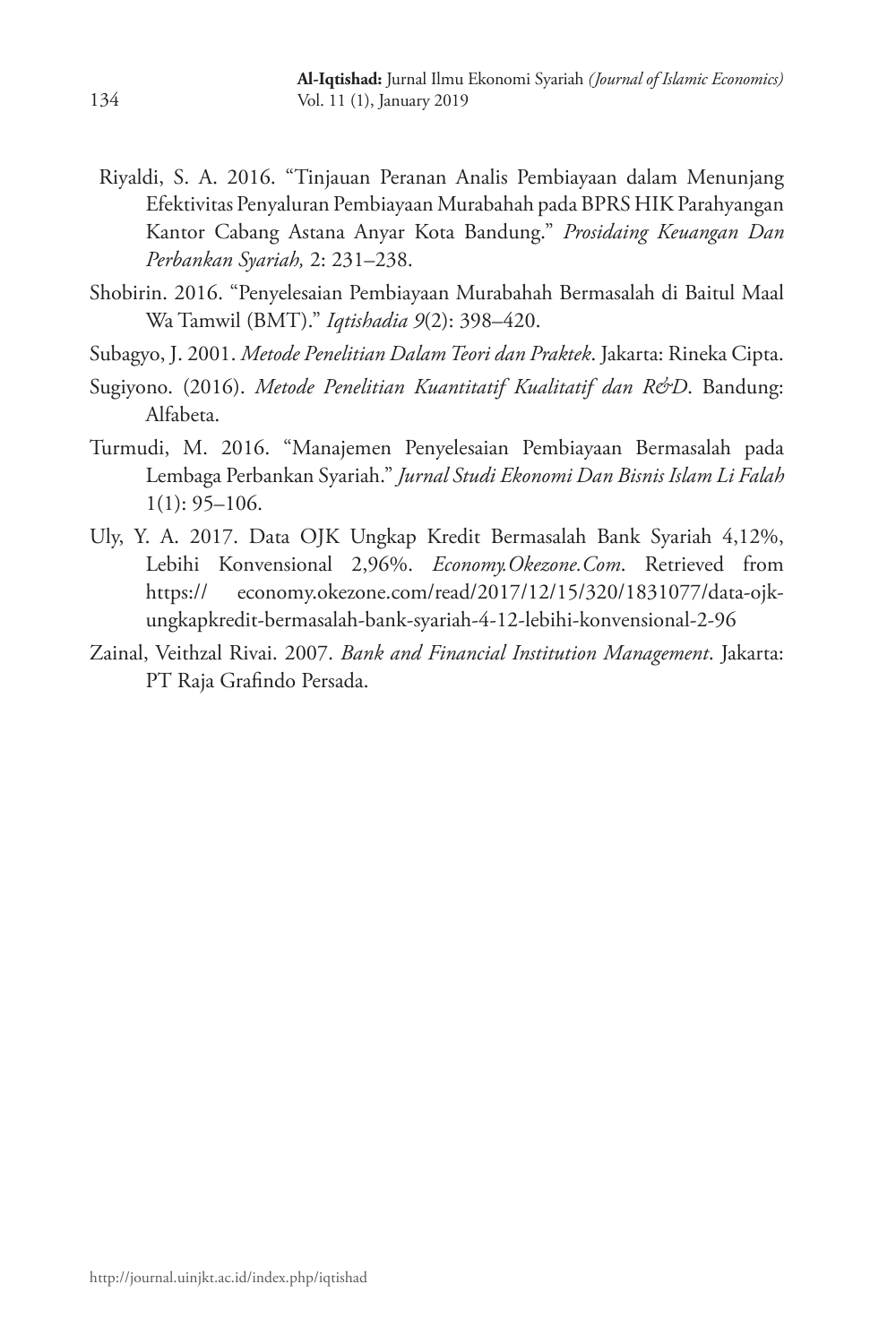Riyaldi, S. A. 2016. "Tinjauan Peranan Analis Pembiayaan dalam Menunjang Efektivitas Penyaluran Pembiayaan Murabahah pada BPRS HIK Parahyangan Kantor Cabang Astana Anyar Kota Bandung." *Prosidaing Keuangan Dan Perbankan Syariah,* 2: 231–238.

Shobirin. 2016. "Penyelesaian Pembiayaan Murabahah Bermasalah di Baitul Maal Wa Tamwil (BMT)." *Iqtishadia 9*(2): 398–420.

Subagyo, J. 2001. *Metode Penelitian Dalam Teori dan Praktek*. Jakarta: Rineka Cipta.

Sugiyono. (2016). *Metode Penelitian Kuantitatif Kualitatif dan R&D*. Bandung: Alfabeta.

Turmudi, M. 2016. "Manajemen Penyelesaian Pembiayaan Bermasalah pada Lembaga Perbankan Syariah." *Jurnal Studi Ekonomi Dan Bisnis Islam Li Falah* 1(1): 95–106.

Uly, Y. A. 2017. Data OJK Ungkap Kredit Bermasalah Bank Syariah 4,12%, Lebihi Konvensional 2,96%. *Economy.Okezone.Com*. Retrieved from https:// economy.okezone.com/read/2017/12/15/320/1831077/data-ojk-ungkapkredit-bermasalah-bank-syariah-4-12-lebihi-konvensional-2-96

Zainal, Veithzal Rivai. 2007. *Bank and Financial Institution Management*. Jakarta: PT Raja Grafindo Persada.